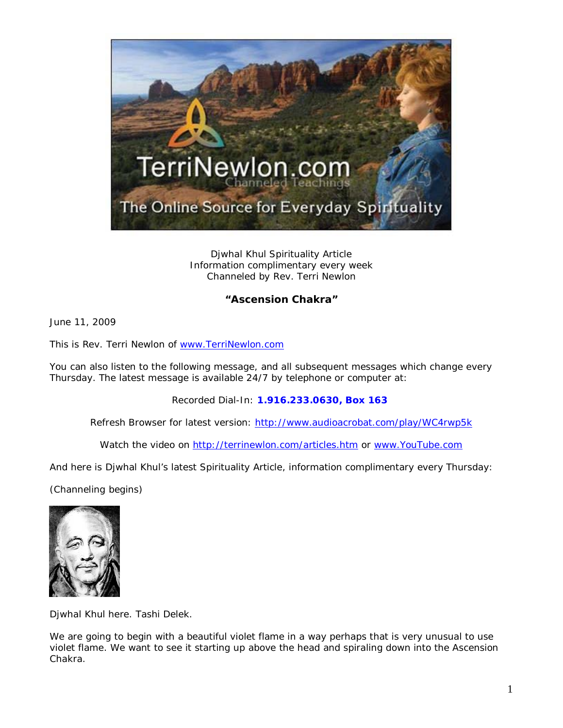Djwhal Khul Spirituality Article
Information complimentary every week
Channeled by Rev. Terri Newlon

**"Ascension Chakra"**

June 11, 2009

This is Rev. Terri Newlon of [www.TerriNewlon.com](http://www.TerriNewlon.com)

You can also listen to the following message, and all subsequent messages which change every Thursday. The latest message is available 24/7 by telephone or computer at:

Recorded Dial-In: **1.916.233.0630, Box 163**

Refresh Browser for latest version: [http://www.audioacrobat.com/play/WC4rwp5k](http://www.audioacrobat.com/play/WC4rwp5k)

Watch the video on [http://terrinewlon.com/articles.htm](http://terrinewlon.com/articles.htm) or [www.YouTube.com](http://www.YouTube.com)

And here is Djwhal Khul's latest Spirituality Article, information complimentary every Thursday:

(Channeling begins)

Djwhal Khul here. Tashi Delek.

We are going to begin with a beautiful violet flame in a way perhaps that is very unusual to use violet flame. We want to see it starting up above the head and spiraling down into the Ascension Chakra.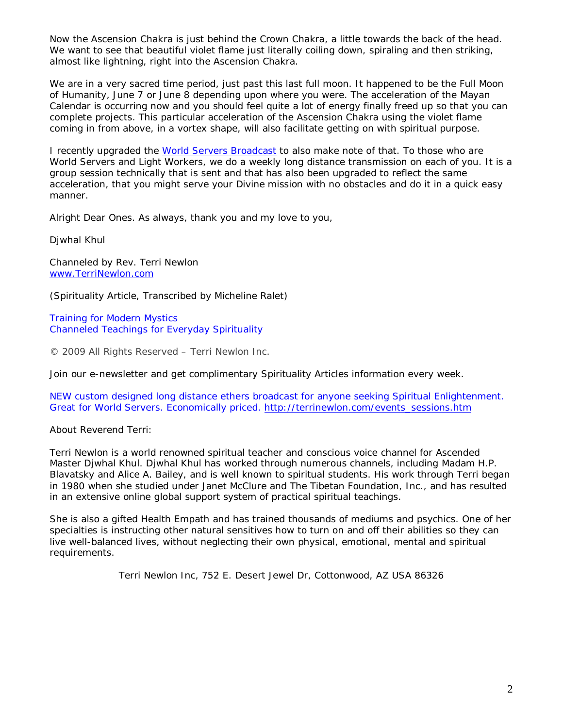Now the Ascension Chakra is just behind the Crown Chakra, a little towards the back of the head. We want to see that beautiful violet flame just literally coiling down, spiraling and then striking, almost like lightning, right into the Ascension Chakra.

We are in a very sacred time period, just past this last full moon. It happened to be the Full Moon of Humanity, June 7 or June 8 depending upon where you were. The acceleration of the Mayan Calendar is occurring now and you should feel quite a lot of energy finally freed up so that you can complete projects. This particular acceleration of the Ascension Chakra using the violet flame coming in from above, in a vortex shape, will also facilitate getting on with spiritual purpose.

I recently upgraded the World Servers Broadcast to also make note of that. To those who are World Servers and Light Workers, we do a weekly long distance transmission on each of you. It is a group session technically that is sent and that has also been upgraded to reflect the same acceleration, that you might serve your Divine mission with no obstacles and do it in a quick easy manner.

Alright Dear Ones. As always, thank you and my love to you,

Djwhal Khul

Channeled by Rev. Terri Newlon
www.TerriNewlon.com

(Spirituality Article, Transcribed by Micheline Ralet)

Training for Modern Mystics
Channeled Teachings for Everyday Spirituality

© 2009 All Rights Reserved – Terri Newlon Inc.

Join our e-newsletter and get complimentary Spirituality Articles information every week.

NEW custom designed long distance ethers broadcast for anyone seeking Spiritual Enlightenment. Great for World Servers. Economically priced. http://terrinewlon.com/events_sessions.htm

About Reverend Terri:

Terri Newlon is a world renowned spiritual teacher and conscious voice channel for Ascended Master Djwhal Khul. Djwhal Khul has worked through numerous channels, including Madam H.P. Blavatsky and Alice A. Bailey, and is well known to spiritual students. His work through Terri began in 1980 when she studied under Janet McClure and The Tibetan Foundation, Inc., and has resulted in an extensive online global support system of practical spiritual teachings.

She is also a gifted Health Empath and has trained thousands of mediums and psychics. One of her specialties is instructing other natural sensitives how to turn on and off their abilities so they can live well-balanced lives, without neglecting their own physical, emotional, mental and spiritual requirements.

Terri Newlon Inc, 752 E. Desert Jewel Dr, Cottonwood, AZ USA 86326